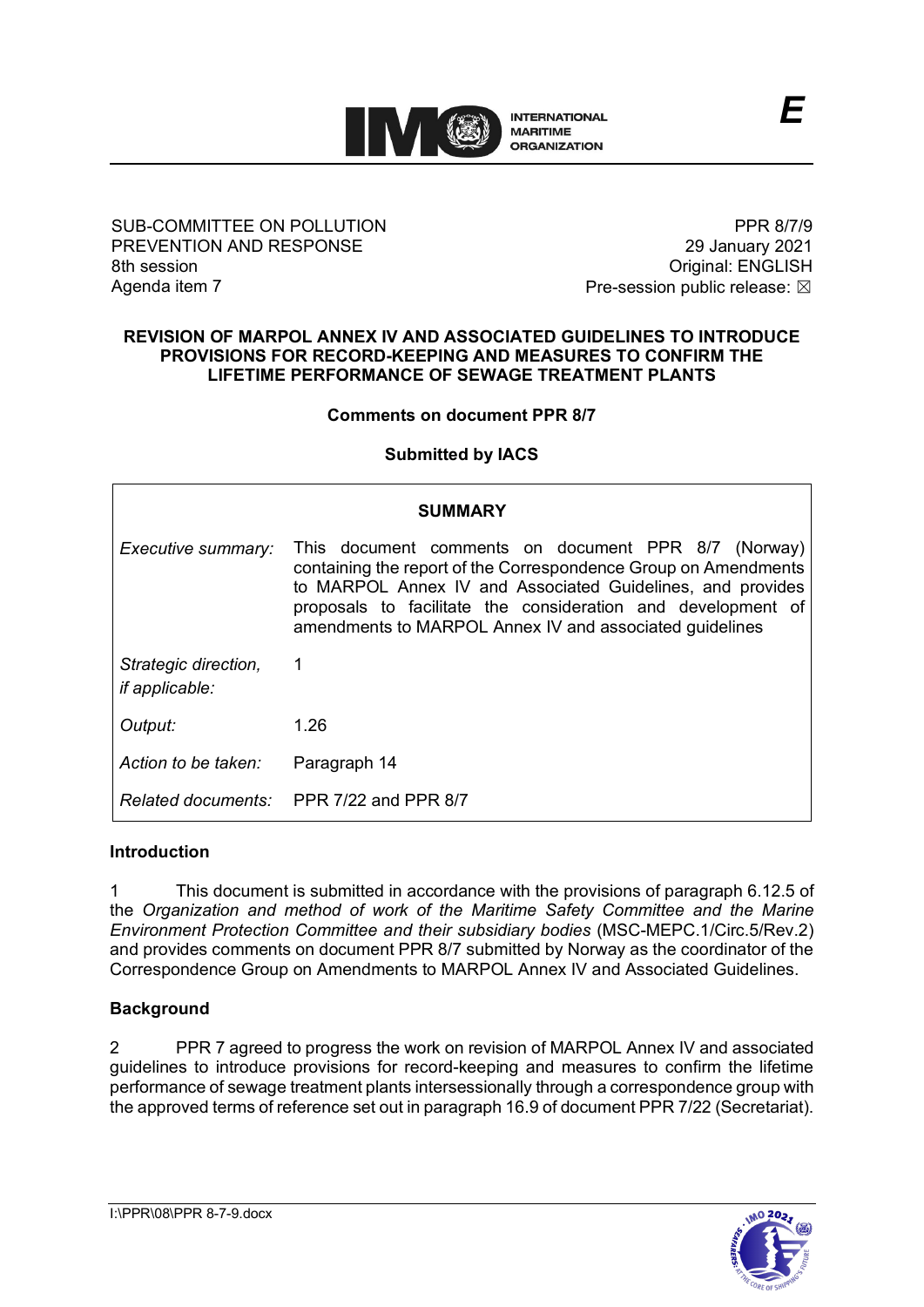SUB-COMMITTEE ON POLLUTION PREVENTION AND RESPONSE
8th session
Agenda item 7

PPR 8/7/9
29 January 2021
Original: ENGLISH
Pre-session public release: ☒

**REVISION OF MARPOL ANNEX IV AND ASSOCIATED GUIDELINES TO INTRODUCE PROVISIONS FOR RECORD-KEEPING AND MEASURES TO CONFIRM THE LIFETIME PERFORMANCE OF SEWAGE TREATMENT PLANTS**

**Comments on document PPR 8/7**

**Submitted by IACS**

| **SUMMARY** | |
|---|---|
| *Executive summary:* | This document comments on document PPR 8/7 (Norway) containing the report of the Correspondence Group on Amendments to MARPOL Annex IV and Associated Guidelines, and provides proposals to facilitate the consideration and development of amendments to MARPOL Annex IV and associated guidelines |
| *Strategic direction, if applicable:* | 1 |
| *Output:* | 1.26 |
| *Action to be taken:* | Paragraph 14 |
| *Related documents:* | PPR 7/22 and PPR 8/7 |

## Introduction

1 This document is submitted in accordance with the provisions of paragraph 6.12.5 of the *Organization and method of work of the Maritime Safety Committee and the Marine Environment Protection Committee and their subsidiary bodies* (MSC-MEPC.1/Circ.5/Rev.2) and provides comments on document PPR 8/7 submitted by Norway as the coordinator of the Correspondence Group on Amendments to MARPOL Annex IV and Associated Guidelines.

## Background

2 PPR 7 agreed to progress the work on revision of MARPOL Annex IV and associated guidelines to introduce provisions for record-keeping and measures to confirm the lifetime performance of sewage treatment plants intersessionally through a correspondence group with the approved terms of reference set out in paragraph 16.9 of document PPR 7/22 (Secretariat).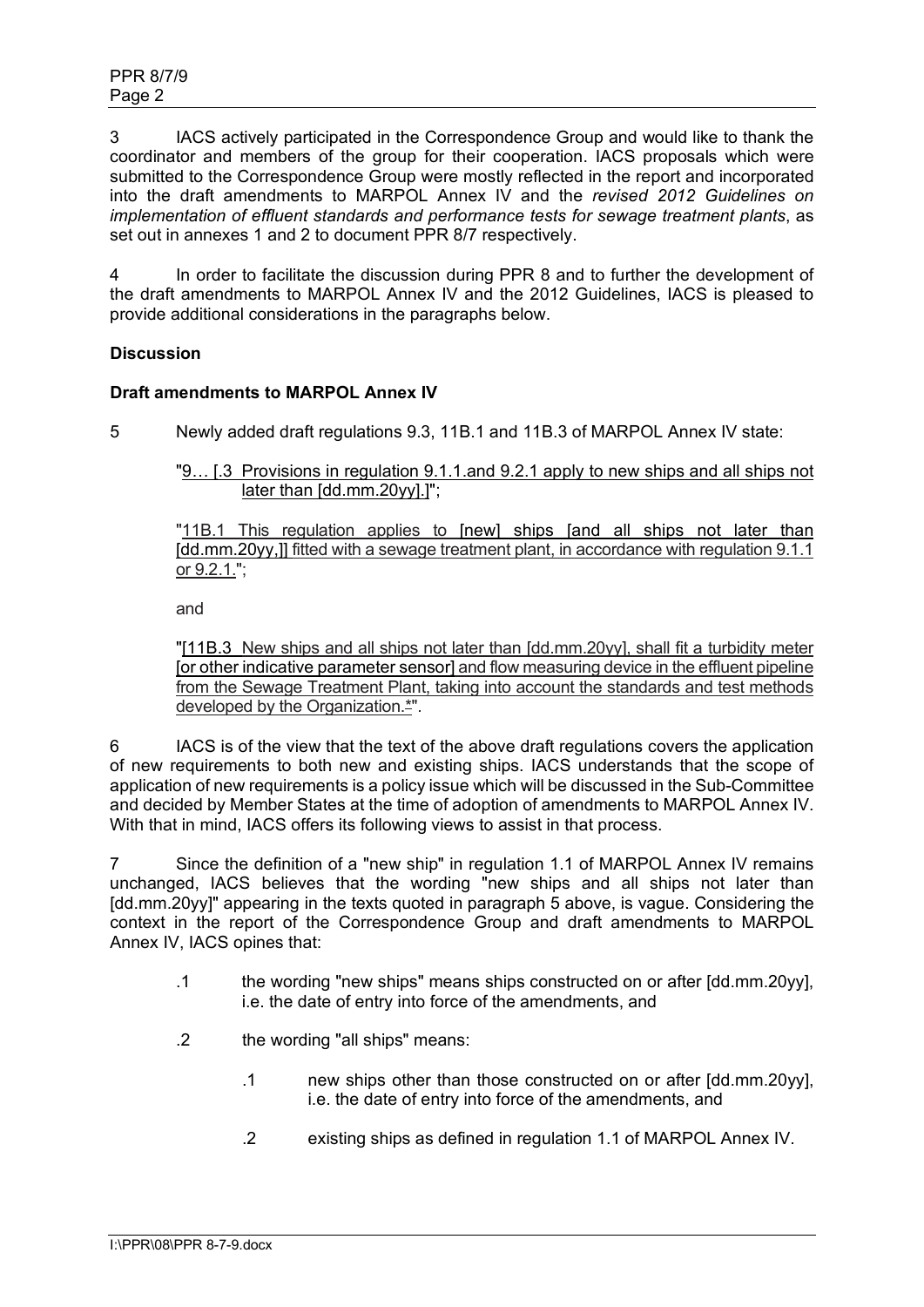3 IACS actively participated in the Correspondence Group and would like to thank the coordinator and members of the group for their cooperation. IACS proposals which were submitted to the Correspondence Group were mostly reflected in the report and incorporated into the draft amendments to MARPOL Annex IV and the *revised 2012 Guidelines on implementation of effluent standards and performance tests for sewage treatment plants*, as set out in annexes 1 and 2 to document PPR 8/7 respectively.

4 In order to facilitate the discussion during PPR 8 and to further the development of the draft amendments to MARPOL Annex IV and the 2012 Guidelines, IACS is pleased to provide additional considerations in the paragraphs below.

**Discussion**

**Draft amendments to MARPOL Annex IV**

5 Newly added draft regulations 9.3, 11B.1 and 11B.3 of MARPOL Annex IV state:

> "9… [.3 Provisions in regulation 9.1.1.and 9.2.1 apply to new ships and all ships not later than [dd.mm.20yy].]";
>
> "11B.1 This regulation applies to [new] ships [and all ships not later than [dd.mm.20yy,]] fitted with a sewage treatment plant, in accordance with regulation 9.1.1 or 9.2.1.";
>
> and
>
> "[11B.3 New ships and all ships not later than [dd.mm.20yy], shall fit a turbidity meter [or other indicative parameter sensor] and flow measuring device in the effluent pipeline from the Sewage Treatment Plant, taking into account the standards and test methods developed by the Organization.*".

6 IACS is of the view that the text of the above draft regulations covers the application of new requirements to both new and existing ships. IACS understands that the scope of application of new requirements is a policy issue which will be discussed in the Sub-Committee and decided by Member States at the time of adoption of amendments to MARPOL Annex IV. With that in mind, IACS offers its following views to assist in that process.

7 Since the definition of a "new ship" in regulation 1.1 of MARPOL Annex IV remains unchanged, IACS believes that the wording "new ships and all ships not later than [dd.mm.20yy]" appearing in the texts quoted in paragraph 5 above, is vague. Considering the context in the report of the Correspondence Group and draft amendments to MARPOL Annex IV, IACS opines that:

- .1 the wording "new ships" means ships constructed on or after [dd.mm.20yy], i.e. the date of entry into force of the amendments, and
- .2 the wording "all ships" means:
  - .1 new ships other than those constructed on or after [dd.mm.20yy], i.e. the date of entry into force of the amendments, and
  - .2 existing ships as defined in regulation 1.1 of MARPOL Annex IV.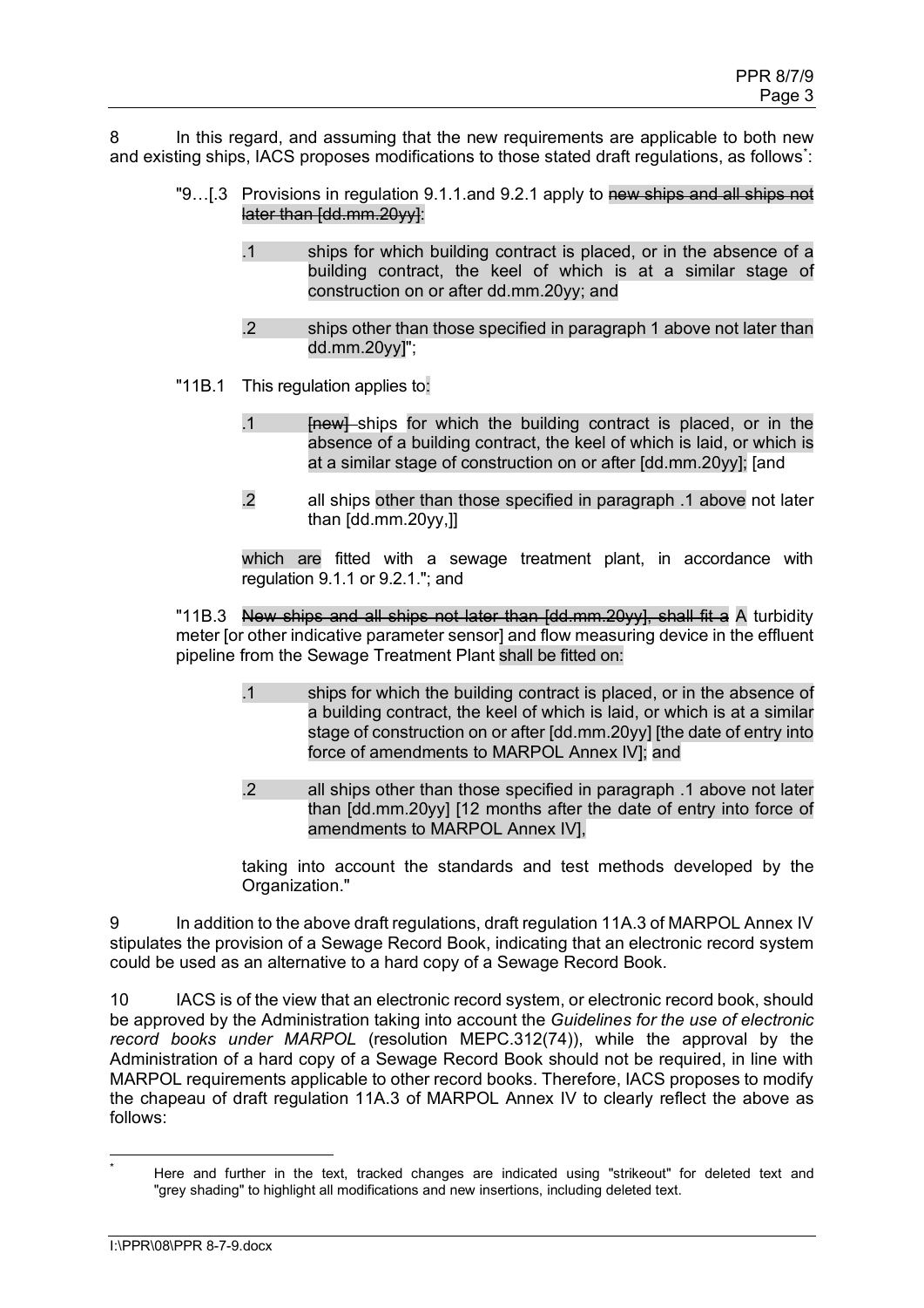8 In this regard, and assuming that the new requirements are applicable to both new and existing ships, IACS proposes modifications to those stated draft regulations, as follows[*]:

> "9…[.3 Provisions in regulation 9.1.1.and 9.2.1 apply to ~~new ships and all ships not later than [dd.mm.20yy]~~:
>
> > .1 ships for which building contract is placed, or in the absence of a building contract, the keel of which is at a similar stage of construction on or after dd.mm.20yy; and
> >
> > .2 ships other than those specified in paragraph 1 above not later than dd.mm.20yy]";
>
> "11B.1 This regulation applies to:
>
> > .1 ~~[new]~~ ships for which the building contract is placed, or in the absence of a building contract, the keel of which is laid, or which is at a similar stage of construction on or after [dd.mm.20yy]; [and
> >
> > .2 all ships other than those specified in paragraph .1 above not later than [dd.mm.20yy,]]
> >
> > which are fitted with a sewage treatment plant, in accordance with regulation 9.1.1 or 9.2.1."; and
>
> "11B.3 ~~New ships and all ships not later than [dd.mm.20yy], shall fit a~~ A turbidity meter [or other indicative parameter sensor] and flow measuring device in the effluent pipeline from the Sewage Treatment Plant shall be fitted on:
>
> > .1 ships for which the building contract is placed, or in the absence of a building contract, the keel of which is laid, or which is at a similar stage of construction on or after [dd.mm.20yy] [the date of entry into force of amendments to MARPOL Annex IV]; and
> >
> > .2 all ships other than those specified in paragraph .1 above not later than [dd.mm.20yy] [12 months after the date of entry into force of amendments to MARPOL Annex IV],
> >
> > taking into account the standards and test methods developed by the Organization."

9 In addition to the above draft regulations, draft regulation 11A.3 of MARPOL Annex IV stipulates the provision of a Sewage Record Book, indicating that an electronic record system could be used as an alternative to a hard copy of a Sewage Record Book.

10 IACS is of the view that an electronic record system, or electronic record book, should be approved by the Administration taking into account the *Guidelines for the use of electronic record books under MARPOL* (resolution MEPC.312(74)), while the approval by the Administration of a hard copy of a Sewage Record Book should not be required, in line with MARPOL requirements applicable to other record books. Therefore, IACS proposes to modify the chapeau of draft regulation 11A.3 of MARPOL Annex IV to clearly reflect the above as follows:

---

[*] Here and further in the text, tracked changes are indicated using "strikeout" for deleted text and "grey shading" to highlight all modifications and new insertions, including deleted text.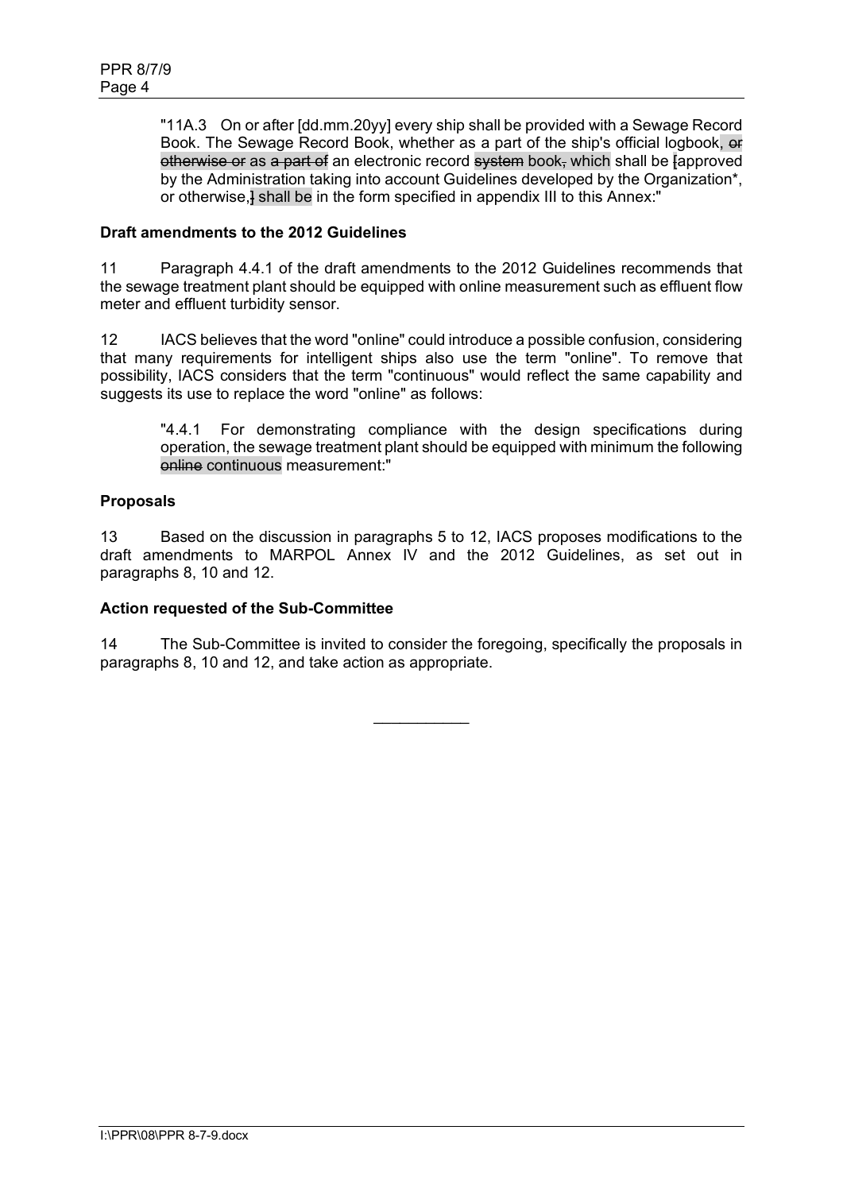"11A.3 On or after [dd.mm.20yy] every ship shall be provided with a Sewage Record Book. The Sewage Record Book, whether as a part of the ship's official logbook, ~~or otherwise or~~ as ~~a part of~~ an electronic record ~~system~~ book~~,~~ which shall be ~~[~~approved by the Administration taking into account Guidelines developed by the Organization*, or otherwise,~~]~~ shall be in the form specified in appendix III to this Annex:"

**Draft amendments to the 2012 Guidelines**

11 Paragraph 4.4.1 of the draft amendments to the 2012 Guidelines recommends that the sewage treatment plant should be equipped with online measurement such as effluent flow meter and effluent turbidity sensor.

12 IACS believes that the word "online" could introduce a possible confusion, considering that many requirements for intelligent ships also use the term "online". To remove that possibility, IACS considers that the term "continuous" would reflect the same capability and suggests its use to replace the word "online" as follows:

"4.4.1 For demonstrating compliance with the design specifications during operation, the sewage treatment plant should be equipped with minimum the following ~~online~~ continuous measurement:"

**Proposals**

13 Based on the discussion in paragraphs 5 to 12, IACS proposes modifications to the draft amendments to MARPOL Annex IV and the 2012 Guidelines, as set out in paragraphs 8, 10 and 12.

**Action requested of the Sub-Committee**

14 The Sub-Committee is invited to consider the foregoing, specifically the proposals in paragraphs 8, 10 and 12, and take action as appropriate.

___________